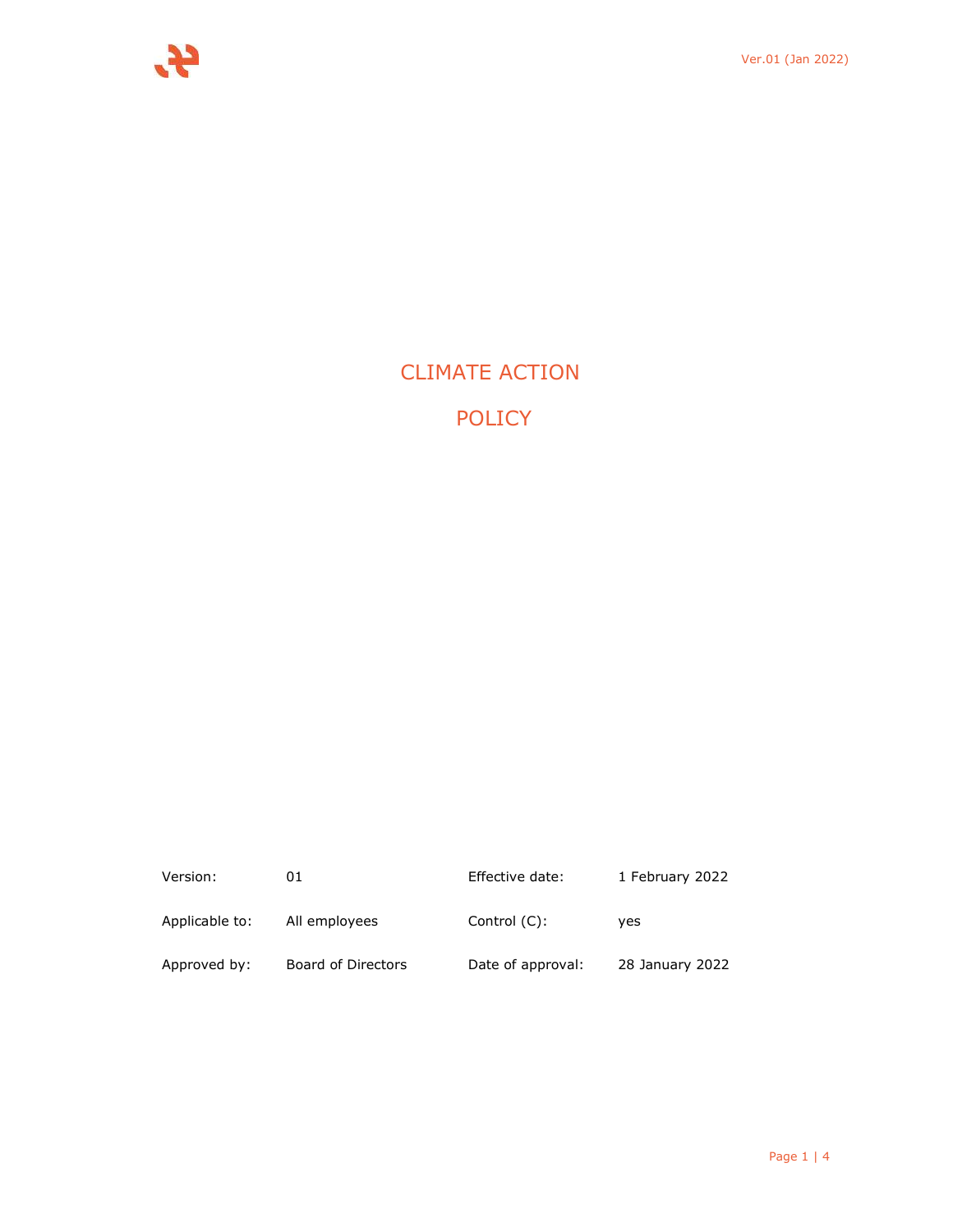# CLIMATE ACTION

# POLICY

| Version: | 01 | Effective date: | 1 February 2022 |
|---|---|---|---|
| Applicable to: | All employees | Control (C): | yes |
| Approved by: | Board of Directors | Date of approval: | 28 January 2022 |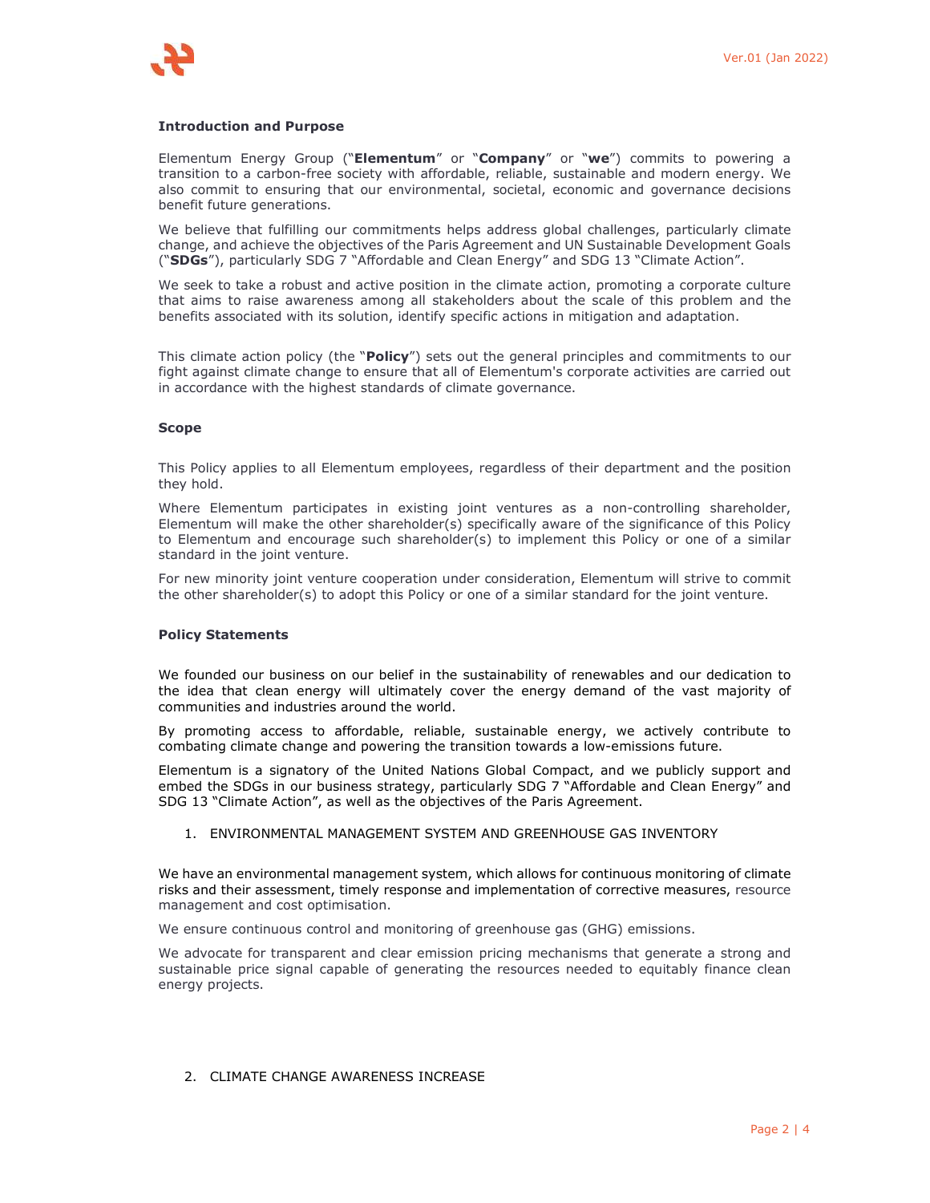**Introduction and Purpose**

Elementum Energy Group ("**Elementum**" or "**Company**" or "**we**") commits to powering a transition to a carbon-free society with affordable, reliable, sustainable and modern energy. We also commit to ensuring that our environmental, societal, economic and governance decisions benefit future generations.

We believe that fulfilling our commitments helps address global challenges, particularly climate change, and achieve the objectives of the Paris Agreement and UN Sustainable Development Goals ("**SDGs**"), particularly SDG 7 "Affordable and Clean Energy" and SDG 13 "Climate Action".

We seek to take a robust and active position in the climate action, promoting a corporate culture that aims to raise awareness among all stakeholders about the scale of this problem and the benefits associated with its solution, identify specific actions in mitigation and adaptation.

This climate action policy (the "**Policy**") sets out the general principles and commitments to our fight against climate change to ensure that all of Elementum's corporate activities are carried out in accordance with the highest standards of climate governance.

**Scope**

This Policy applies to all Elementum employees, regardless of their department and the position they hold.

Where Elementum participates in existing joint ventures as a non-controlling shareholder, Elementum will make the other shareholder(s) specifically aware of the significance of this Policy to Elementum and encourage such shareholder(s) to implement this Policy or one of a similar standard in the joint venture.

For new minority joint venture cooperation under consideration, Elementum will strive to commit the other shareholder(s) to adopt this Policy or one of a similar standard for the joint venture.

**Policy Statements**

We founded our business on our belief in the sustainability of renewables and our dedication to the idea that clean energy will ultimately cover the energy demand of the vast majority of communities and industries around the world.

By promoting access to affordable, reliable, sustainable energy, we actively contribute to combating climate change and powering the transition towards a low-emissions future.

Elementum is a signatory of the United Nations Global Compact, and we publicly support and embed the SDGs in our business strategy, particularly SDG 7 "Affordable and Clean Energy" and SDG 13 "Climate Action", as well as the objectives of the Paris Agreement.

1. ENVIRONMENTAL MANAGEMENT SYSTEM AND GREENHOUSE GAS INVENTORY

We have an environmental management system, which allows for continuous monitoring of climate risks and their assessment, timely response and implementation of corrective measures, resource management and cost optimisation.

We ensure continuous control and monitoring of greenhouse gas (GHG) emissions.

We advocate for transparent and clear emission pricing mechanisms that generate a strong and sustainable price signal capable of generating the resources needed to equitably finance clean energy projects.

2. CLIMATE CHANGE AWARENESS INCREASE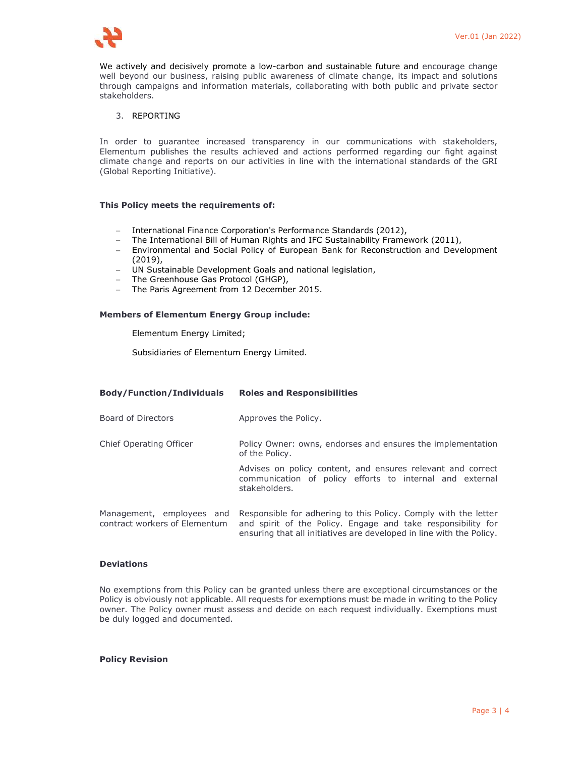We actively and decisively promote a low-carbon and sustainable future and encourage change well beyond our business, raising public awareness of climate change, its impact and solutions through campaigns and information materials, collaborating with both public and private sector stakeholders.

3. REPORTING

In order to guarantee increased transparency in our communications with stakeholders, Elementum publishes the results achieved and actions performed regarding our fight against climate change and reports on our activities in line with the international standards of the GRI (Global Reporting Initiative).

**This Policy meets the requirements of:**

- International Finance Corporation's Performance Standards (2012),
- The International Bill of Human Rights and IFC Sustainability Framework (2011),
- Environmental and Social Policy of European Bank for Reconstruction and Development (2019),
- UN Sustainable Development Goals and national legislation,
- The Greenhouse Gas Protocol (GHGP),
- The Paris Agreement from 12 December 2015.

**Members of Elementum Energy Group include:**

Elementum Energy Limited;

Subsidiaries of Elementum Energy Limited.

| **Body/Function/Individuals** | **Roles and Responsibilities** |
|---|---|
| Board of Directors | Approves the Policy. |
| Chief Operating Officer | Policy Owner: owns, endorses and ensures the implementation of the Policy.<br>Advises on policy content, and ensures relevant and correct communication of policy efforts to internal and external stakeholders. |
| Management, employees and contract workers of Elementum | Responsible for adhering to this Policy. Comply with the letter and spirit of the Policy. Engage and take responsibility for ensuring that all initiatives are developed in line with the Policy. |

**Deviations**

No exemptions from this Policy can be granted unless there are exceptional circumstances or the Policy is obviously not applicable. All requests for exemptions must be made in writing to the Policy owner. The Policy owner must assess and decide on each request individually. Exemptions must be duly logged and documented.

**Policy Revision**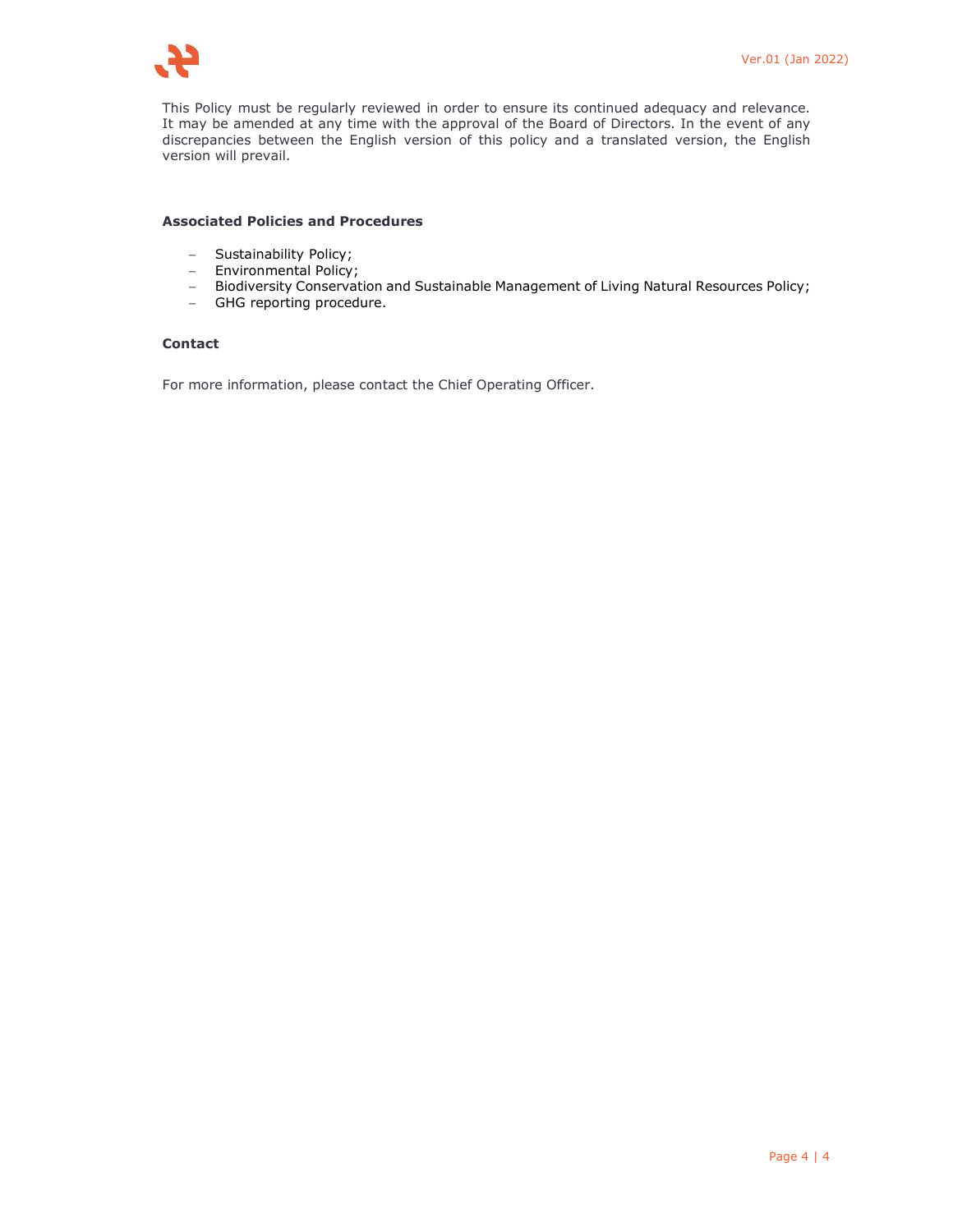This Policy must be regularly reviewed in order to ensure its continued adequacy and relevance. It may be amended at any time with the approval of the Board of Directors. In the event of any discrepancies between the English version of this policy and a translated version, the English version will prevail.

**Associated Policies and Procedures**

- Sustainability Policy;
- Environmental Policy;
- Biodiversity Conservation and Sustainable Management of Living Natural Resources Policy;
- GHG reporting procedure.

**Contact**

For more information, please contact the Chief Operating Officer.